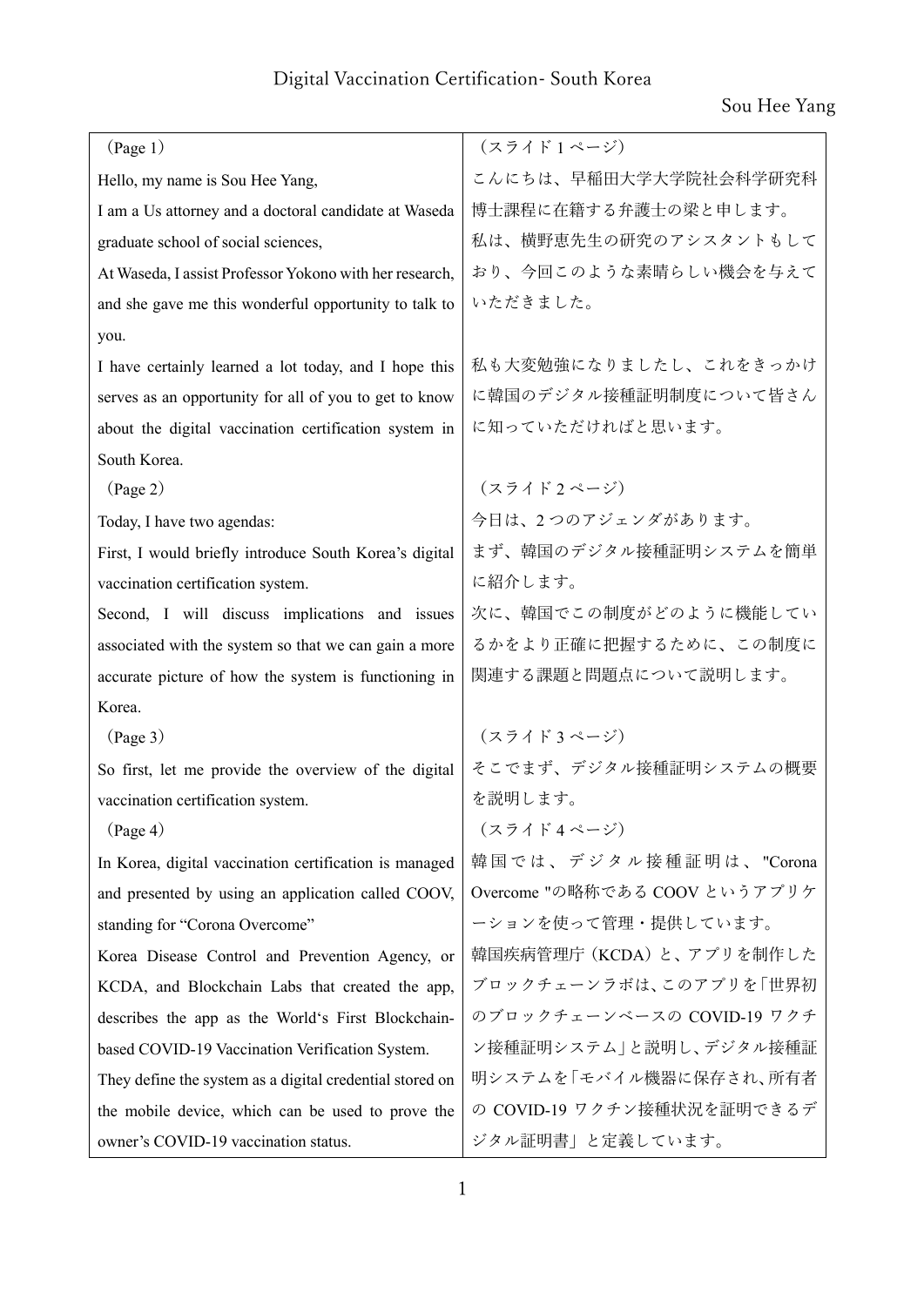Digital Vaccination Certification- South Korea

Sou Hee Yang

| | |
|---|---|
| （Page 1） | （スライド 1 ページ） |
| Hello, my name is Sou Hee Yang,<br>I am a Us attorney and a doctoral candidate at Waseda graduate school of social sciences,<br>At Waseda, I assist Professor Yokono with her research, and she gave me this wonderful opportunity to talk to you. | こんにちは、早稲田大学大学院社会科学研究科博士課程に在籍する弁護士の梁と申します。<br>私は、横野恵先生の研究のアシスタントもしており、今回このような素晴らしい機会を与えていただきました。 |
| I have certainly learned a lot today, and I hope this serves as an opportunity for all of you to get to know about the digital vaccination certification system in South Korea. | 私も大変勉強になりましたし、これをきっかけに韓国のデジタル接種証明制度について皆さんに知っていただければと思います。 |
| （Page 2） | （スライド 2 ページ） |
| Today, I have two agendas: | 今日は、2 つのアジェンダがあります。 |
| First, I would briefly introduce South Korea's digital vaccination certification system. | まず、韓国のデジタル接種証明システムを簡単に紹介します。 |
| Second, I will discuss implications and issues associated with the system so that we can gain a more accurate picture of how the system is functioning in Korea. | 次に、韓国でこの制度がどのように機能しているかをより正確に把握するために、この制度に関連する課題と問題点について説明します。 |
| （Page 3） | （スライド 3 ページ） |
| So first, let me provide the overview of the digital vaccination certification system. | そこでまず、デジタル接種証明システムの概要を説明します。 |
| （Page 4） | （スライド 4 ページ） |
| In Korea, digital vaccination certification is managed and presented by using an application called COOV, standing for "Corona Overcome" | 韓国では、デジタル接種証明は、"Corona Overcome "の略称である COOV というアプリケーションを使って管理・提供しています。 |
| Korea Disease Control and Prevention Agency, or KCDA, and Blockchain Labs that created the app, describes the app as the World's First Blockchain-based COVID-19 Vaccination Verification System.<br>They define the system as a digital credential stored on the mobile device, which can be used to prove the owner's COVID-19 vaccination status. | 韓国疾病管理庁（KCDA）と、アプリを制作したブロックチェーンラボは、このアプリを「世界初のブロックチェーンベースの COVID-19 ワクチン接種証明システム」と説明し、デジタル接種証明システムを「モバイル機器に保存され、所有者の COVID-19 ワクチン接種状況を証明できるデジタル証明書」と定義しています。 |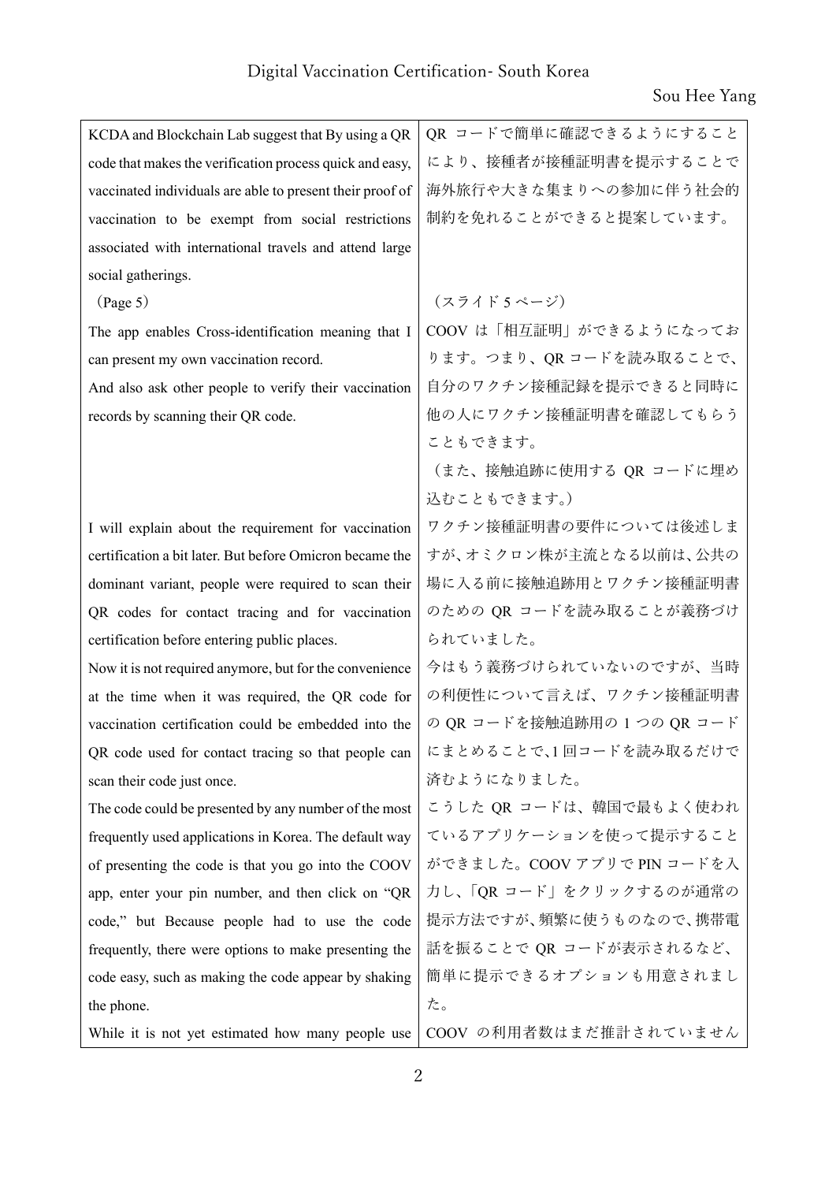| | |
|---|---|
| KCDA and Blockchain Lab suggest that By using a QR code that makes the verification process quick and easy, vaccinated individuals are able to present their proof of vaccination to be exempt from social restrictions associated with international travels and attend large social gatherings. | QR コードで簡単に確認できるようにすることにより、接種者が接種証明書を提示することで海外旅行や大きな集まりへの参加に伴う社会的制約を免れることができると提案しています。 |
| （Page 5） | （スライド 5 ページ） |
| The app enables Cross-identification meaning that I can present my own vaccination record.<br>And also ask other people to verify their vaccination records by scanning their QR code. | COOV は「相互証明」ができるようになっております。つまり、QR コードを読み取ることで、自分のワクチン接種記録を提示できると同時に他の人にワクチン接種証明書を確認してもらうこともできます。<br>（また、接触追跡に使用する QR コードに埋め込むこともできます。） |
| I will explain about the requirement for vaccination certification a bit later. But before Omicron became the dominant variant, people were required to scan their QR codes for contact tracing and for vaccination certification before entering public places. | ワクチン接種証明書の要件については後述しますが、オミクロン株が主流となる以前は、公共の場に入る前に接触追跡用とワクチン接種証明書のための QR コードを読み取ることが義務づけられていました。 |
| Now it is not required anymore, but for the convenience at the time when it was required, the QR code for vaccination certification could be embedded into the QR code used for contact tracing so that people can scan their code just once. | 今はもう義務づけられていないのですが、当時の利便性について言えば、ワクチン接種証明書の QR コードを接触追跡用の 1 つの QR コードにまとめることで､1 回コードを読み取るだけで済むようになりました。 |
| The code could be presented by any number of the most frequently used applications in Korea. The default way of presenting the code is that you go into the COOV app, enter your pin number, and then click on "QR code," but Because people had to use the code frequently, there were options to make presenting the code easy, such as making the code appear by shaking the phone. | こうした QR コードは、韓国で最もよく使われているアプリケーションを使って提示することができました。COOV アプリで PIN コードを入力し、「QR コード」をクリックするのが通常の提示方法ですが､頻繁に使うものなので､携帯電話を振ることで QR コードが表示されるなど、簡単に提示できるオプションも用意されました。 |
| While it is not yet estimated how many people use | COOV の利用者数はまだ推計されていません |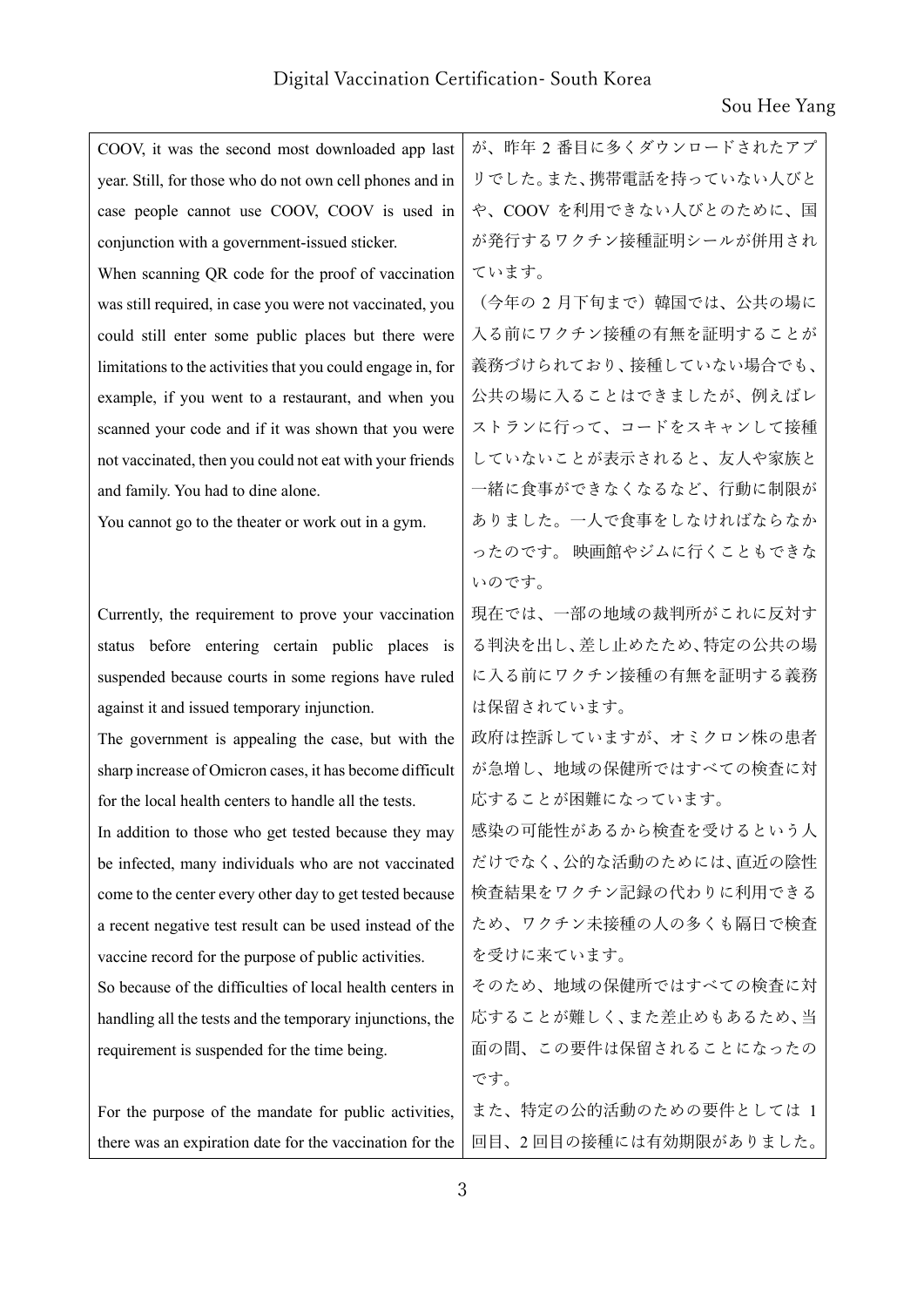| | |
|---|---|
| COOV, it was the second most downloaded app last year. Still, for those who do not own cell phones and in case people cannot use COOV, COOV is used in conjunction with a government-issued sticker.<br>When scanning QR code for the proof of vaccination was still required, in case you were not vaccinated, you could still enter some public places but there were limitations to the activities that you could engage in, for example, if you went to a restaurant, and when you scanned your code and if it was shown that you were not vaccinated, then you could not eat with your friends and family. You had to dine alone.<br>You cannot go to the theater or work out in a gym. | が、昨年 2 番目に多くダウンロードされたアプリでした。また、携帯電話を持っていない人びとや、COOV を利用できない人びとのために、国が発行するワクチン接種証明シールが併用されています。<br>（今年の 2 月下旬まで）韓国では、公共の場に入る前にワクチン接種の有無を証明することが義務づけられており、接種していない場合でも、公共の場に入ることはできましたが、例えばレストランに行って、コードをスキャンして接種していないことが表示されると、友人や家族と一緒に食事ができなくなるなど、行動に制限がありました。一人で食事をしなければならなかったのです。 映画館やジムに行くこともできないのです。 |
| Currently, the requirement to prove your vaccination status before entering certain public places is suspended because courts in some regions have ruled against it and issued temporary injunction.<br>The government is appealing the case, but with the sharp increase of Omicron cases, it has become difficult for the local health centers to handle all the tests.<br>In addition to those who get tested because they may be infected, many individuals who are not vaccinated come to the center every other day to get tested because a recent negative test result can be used instead of the vaccine record for the purpose of public activities.<br>So because of the difficulties of local health centers in handling all the tests and the temporary injunctions, the requirement is suspended for the time being. | 現在では、一部の地域の裁判所がこれに反対する判決を出し、差し止めたため、特定の公共の場に入る前にワクチン接種の有無を証明する義務は保留されています。<br>政府は控訴していますが、オミクロン株の患者が急増し、地域の保健所ではすべての検査に対応することが困難になっています。<br>感染の可能性があるから検査を受けるという人だけでなく、公的な活動のためには、直近の陰性検査結果をワクチン記録の代わりに利用できるため、ワクチン未接種の人の多くも隔日で検査を受けに来ています。<br>そのため、地域の保健所ではすべての検査に対応することが難しく、また差止めもあるため、当面の間、この要件は保留されることになったのです。 |
| For the purpose of the mandate for public activities, there was an expiration date for the vaccination for the | また、特定の公的活動のための要件としては 1 回目、2 回目の接種には有効期限がありました。 |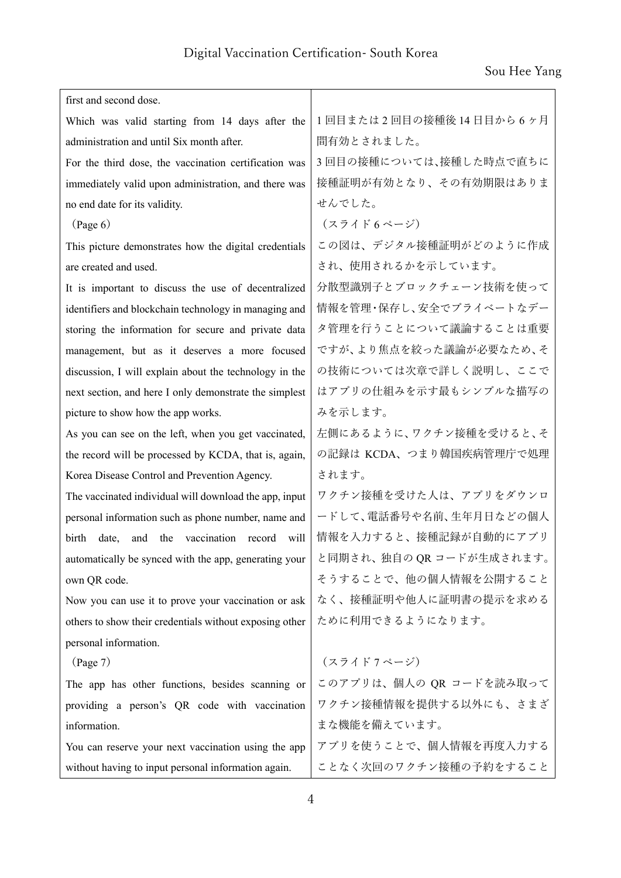| | |
|---|---|
| first and second dose. | |
| Which was valid starting from 14 days after the administration and until Six month after. | 1 回目または 2 回目の接種後 14 日目から 6 ヶ月間有効とされました。 |
| For the third dose, the vaccination certification was immediately valid upon administration, and there was no end date for its validity. | 3 回目の接種については､接種した時点で直ちに接種証明が有効となり、その有効期限はありませんでした。 |
| （Page 6） | （スライド 6 ページ） |
| This picture demonstrates how the digital credentials are created and used. | この図は、デジタル接種証明がどのように作成され、使用されるかを示しています。 |
| It is important to discuss the use of decentralized identifiers and blockchain technology in managing and storing the information for secure and private data management, but as it deserves a more focused discussion, I will explain about the technology in the next section, and here I only demonstrate the simplest picture to show how the app works. | 分散型識別子とブロックチェーン技術を使って情報を管理･保存し､安全でプライベートなデータ管理を行うことについて議論することは重要ですが､より焦点を絞った議論が必要なため､その技術については次章で詳しく説明し、ここではアプリの仕組みを示す最もシンプルな描写のみを示します。 |
| As you can see on the left, when you get vaccinated, the record will be processed by KCDA, that is, again, Korea Disease Control and Prevention Agency. | 左側にあるように､ワクチン接種を受けると､その記録は KCDA、つまり韓国疾病管理庁で処理されます。 |
| The vaccinated individual will download the app, input personal information such as phone number, name and birth date, and the vaccination record will automatically be synced with the app, generating your own QR code. | ワクチン接種を受けた人は、アプリをダウンロードして､電話番号や名前､生年月日などの個人情報を入力すると、接種記録が自動的にアプリと同期され、独自の QR コードが生成されます。 |
| Now you can use it to prove your vaccination or ask others to show their credentials without exposing other personal information. | そうすることで、他の個人情報を公開することなく、接種証明や他人に証明書の提示を求めるために利用できるようになります。 |
| （Page 7） | （スライド 7 ページ） |
| The app has other functions, besides scanning or providing a person's QR code with vaccination information. | このアプリは、個人の QR コードを読み取ってワクチン接種情報を提供する以外にも、さまざまな機能を備えています。 |
| You can reserve your next vaccination using the app without having to input personal information again. | アプリを使うことで、個人情報を再度入力することなく次回のワクチン接種の予約をすること |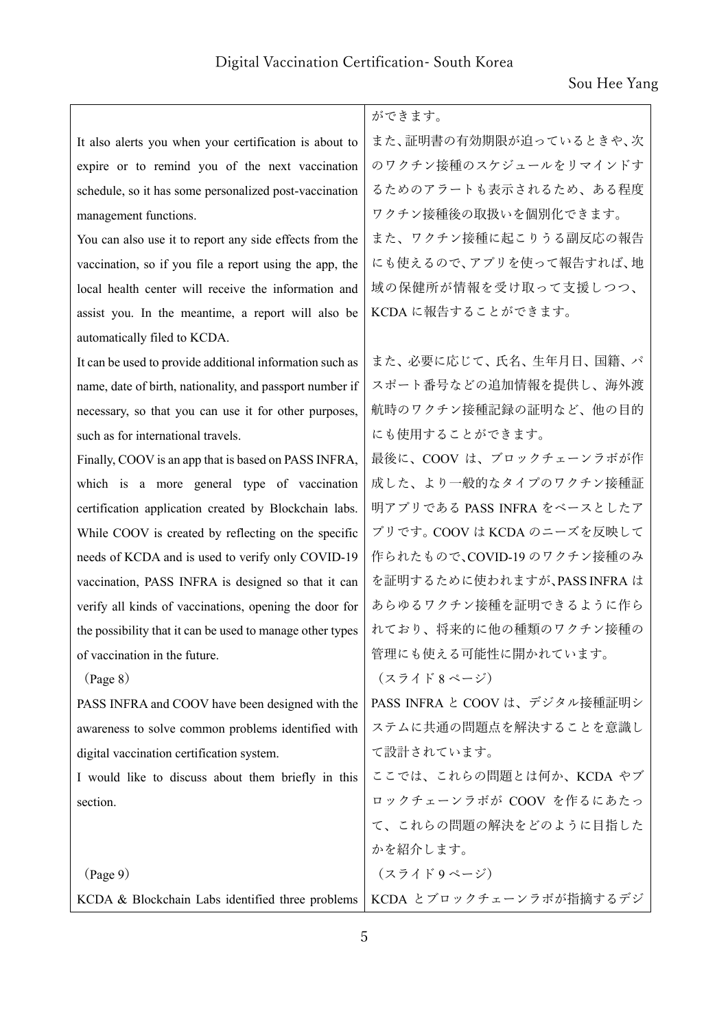| | |
|---|---|
| | ができます。 |
| It also alerts you when your certification is about to expire or to remind you of the next vaccination schedule, so it has some personalized post-vaccination management functions. | また、証明書の有効期限が迫っているときや、次のワクチン接種のスケジュールをリマインドするためのアラートも表示されるため、ある程度ワクチン接種後の取扱いを個別化できます。 |
| You can also use it to report any side effects from the vaccination, so if you file a report using the app, the local health center will receive the information and assist you. In the meantime, a report will also be automatically filed to KCDA. | また、ワクチン接種に起こりうる副反応の報告にも使えるので、アプリを使って報告すれば、地域の保健所が情報を受け取って支援しつつ、KCDA に報告することができます。 |
| It can be used to provide additional information such as name, date of birth, nationality, and passport number if necessary, so that you can use it for other purposes, such as for international travels. | また、必要に応じて、氏名、生年月日、国籍、パスポート番号などの追加情報を提供し、海外渡航時のワクチン接種記録の証明など、他の目的にも使用することができます。 |
| Finally, COOV is an app that is based on PASS INFRA, which is a more general type of vaccination certification application created by Blockchain labs. While COOV is created by reflecting on the specific needs of KCDA and is used to verify only COVID-19 vaccination, PASS INFRA is designed so that it can verify all kinds of vaccinations, opening the door for the possibility that it can be used to manage other types of vaccination in the future. | 最後に、COOV は、ブロックチェーンラボが作成した、より一般的なタイプのワクチン接種証明アプリである PASS INFRA をベースとしたアプリです。COOV は KCDA のニーズを反映して作られたもので、COVID-19 のワクチン接種のみを証明するために使われますが、PASS INFRA はあらゆるワクチン接種を証明できるように作られており、将来的に他の種類のワクチン接種の管理にも使える可能性に開かれています。 |
| （Page 8） | （スライド 8 ページ） |
| PASS INFRA and COOV have been designed with the awareness to solve common problems identified with digital vaccination certification system. | PASS INFRA と COOV は、デジタル接種証明システムに共通の問題点を解決することを意識して設計されています。 |
| I would like to discuss about them briefly in this section. | ここでは、これらの問題とは何か、KCDA やブロックチェーンラボが COOV を作るにあたって、これらの問題の解決をどのように目指したかを紹介します。 |
| （Page 9） | （スライド 9 ページ） |
| KCDA & Blockchain Labs identified three problems | KCDA とブロックチェーンラボが指摘するデジ |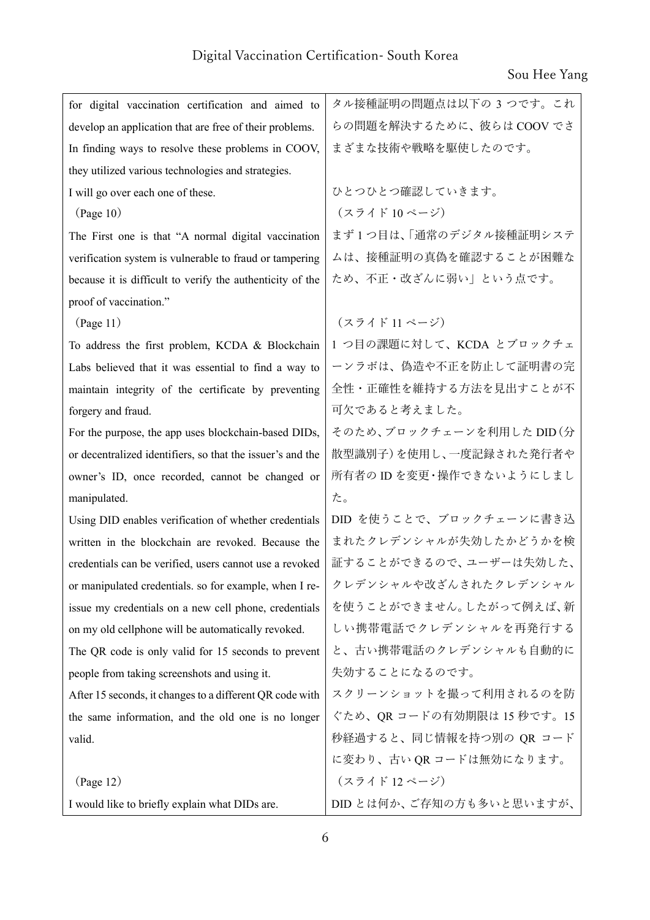| | |
|---|---|
| for digital vaccination certification and aimed to develop an application that are free of their problems. In finding ways to resolve these problems in COOV, they utilized various technologies and strategies. | タル接種証明の問題点は以下の 3 つです。これらの問題を解決するために、彼らは COOV でさまざまな技術や戦略を駆使したのです。 |
| I will go over each one of these. | ひとつひとつ確認していきます。 |
| （Page 10） | （スライド 10 ページ） |
| The First one is that "A normal digital vaccination verification system is vulnerable to fraud or tampering because it is difficult to verify the authenticity of the proof of vaccination." | まず 1 つ目は、「通常のデジタル接種証明システムは、接種証明の真偽を確認することが困難なため、不正・改ざんに弱い」という点です。 |
| （Page 11） | （スライド 11 ページ） |
| To address the first problem, KCDA & Blockchain Labs believed that it was essential to find a way to maintain integrity of the certificate by preventing forgery and fraud. | 1 つ目の課題に対して、KCDA とブロックチェーンラボは、偽造や不正を防止して証明書の完全性・正確性を維持する方法を見出すことが不可欠であると考えました。 |
| For the purpose, the app uses blockchain-based DIDs, or decentralized identifiers, so that the issuer's and the owner's ID, once recorded, cannot be changed or manipulated. | そのため、ブロックチェーンを利用した DID（分散型識別子）を使用し、一度記録された発行者や所有者の ID を変更・操作できないようにしました。 |
| Using DID enables verification of whether credentials written in the blockchain are revoked. Because the credentials can be verified, users cannot use a revoked or manipulated credentials. so for example, when I re-issue my credentials on a new cell phone, credentials on my old cellphone will be automatically revoked. | DID を使うことで、ブロックチェーンに書き込まれたクレデンシャルが失効したかどうかを検証することができるので、ユーザーは失効した、クレデンシャルや改ざんされたクレデンシャルを使うことができません。したがって例えば、新しい携帯電話でクレデンシャルを再発行すると、古い携帯電話のクレデンシャルも自動的に失効することになるのです。 |
| The QR code is only valid for 15 seconds to prevent people from taking screenshots and using it. After 15 seconds, it changes to a different QR code with the same information, and the old one is no longer valid. | スクリーンショットを撮って利用されるのを防ぐため、QR コードの有効期限は 15 秒です。15 秒経過すると、同じ情報を持つ別の QR コードに変わり、古い QR コードは無効になります。 |
| （Page 12） | （スライド 12 ページ） |
| I would like to briefly explain what DIDs are. | DID とは何か、ご存知の方も多いと思いますが、 |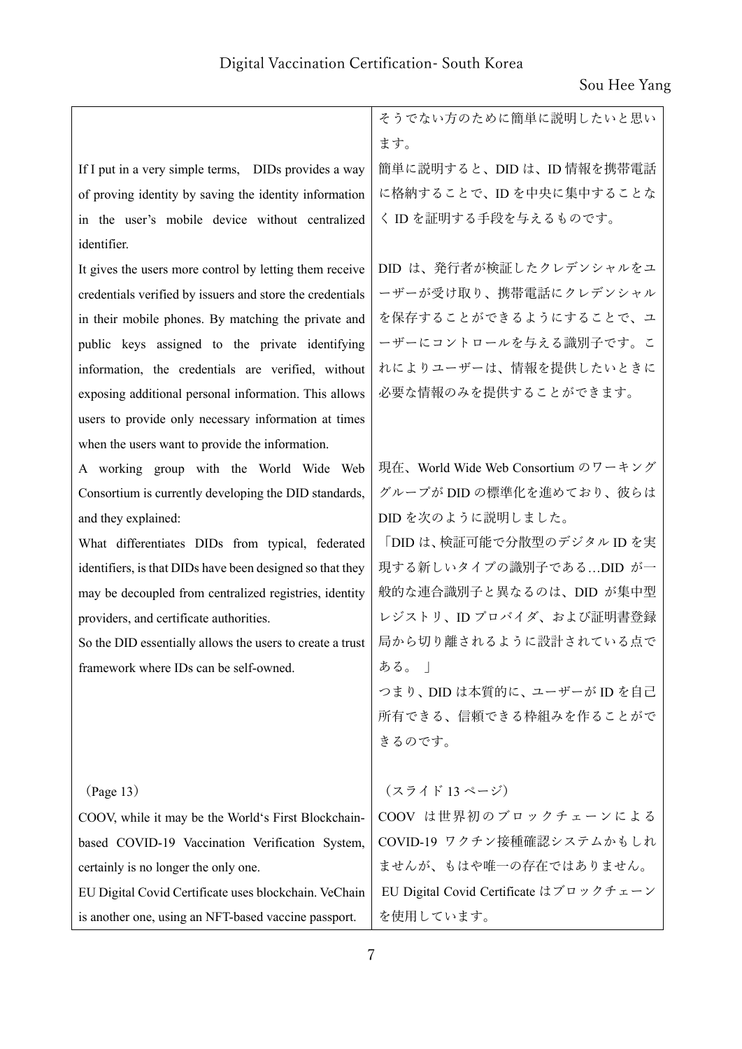| | |
|---|---|
| | そうでない方のために簡単に説明したいと思います。 |
| If I put in a very simple terms,　DIDs provides a way of proving identity by saving the identity information in the user's mobile device without centralized identifier. | 簡単に説明すると、DID は、ID 情報を携帯電話に格納することで、ID を中央に集中することなく ID を証明する手段を与えるものです。 |
| It gives the users more control by letting them receive credentials verified by issuers and store the credentials in their mobile phones. By matching the private and public keys assigned to the private identifying information, the credentials are verified, without exposing additional personal information. This allows users to provide only necessary information at times when the users want to provide the information. | DID は、発行者が検証したクレデンシャルをユーザーが受け取り、携帯電話にクレデンシャルを保存することができるようにすることで、ユーザーにコントロールを与える識別子です。これによりユーザーは、情報を提供したいときに必要な情報のみを提供することができます。 |
| A working group with the World Wide Web Consortium is currently developing the DID standards, and they explained: | 現在、World Wide Web Consortium のワーキンググループが DID の標準化を進めており、彼らは DID を次のように説明しました。 |
| What differentiates DIDs from typical, federated identifiers, is that DIDs have been designed so that they may be decoupled from centralized registries, identity providers, and certificate authorities. | 「DID は、検証可能で分散型のデジタル ID を実現する新しいタイプの識別子である…DID が一般的な連合識別子と異なるのは、DID が集中型レジストリ、ID プロバイダ、および証明書登録局から切り離されるように設計されている点である。」 |
| So the DID essentially allows the users to create a trust framework where IDs can be self-owned. | つまり、DID は本質的に、ユーザーが ID を自己所有できる、信頼できる枠組みを作ることができるのです。 |
| (Page 13) | (スライド 13 ページ) |
| COOV, while it may be the World's First Blockchain-based COVID-19 Vaccination Verification System, certainly is no longer the only one. | COOV は世界初のブロックチェーンによる COVID-19 ワクチン接種確認システムかもしれませんが、もはや唯一の存在ではありません。 |
| EU Digital Covid Certificate uses blockchain. VeChain is another one, using an NFT-based vaccine passport. | EU Digital Covid Certificate はブロックチェーンを使用しています。 |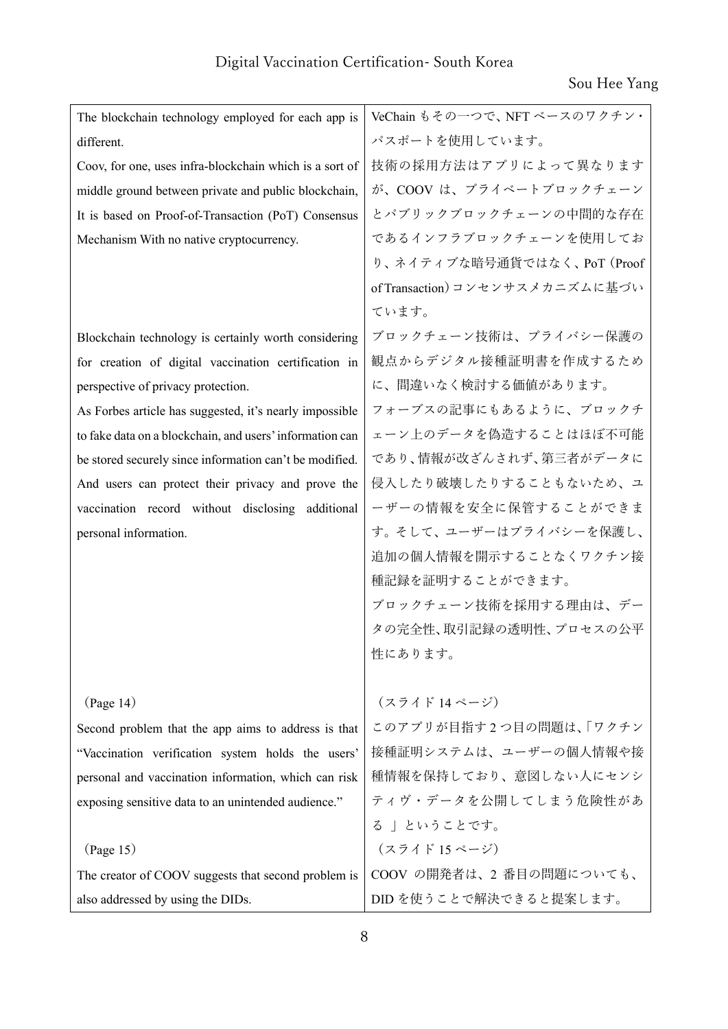| | |
|---|---|
| The blockchain technology employed for each app is different.<br>Coov, for one, uses infra-blockchain which is a sort of middle ground between private and public blockchain, It is based on Proof-of-Transaction (PoT) Consensus Mechanism With no native cryptocurrency. | VeChain もその一つで、NFT ベースのワクチン・パスポートを使用しています。<br>技術の採用方法はアプリによって異なりますが、COOV は、プライベートブロックチェーンとパブリックブロックチェーンの中間的な存在であるインフラブロックチェーンを使用しており、ネイティブな暗号通貨ではなく、PoT（Proof of Transaction）コンセンサスメカニズムに基づいています。 |
| Blockchain technology is certainly worth considering for creation of digital vaccination certification in perspective of privacy protection.<br>As Forbes article has suggested, it's nearly impossible to fake data on a blockchain, and users' information can be stored securely since information can't be modified. And users can protect their privacy and prove the vaccination record without disclosing additional personal information. | ブロックチェーン技術は、プライバシー保護の観点からデジタル接種証明書を作成するために、間違いなく検討する価値があります。<br>フォーブスの記事にもあるように、ブロックチェーン上のデータを偽造することはほぼ不可能であり、情報が改ざんされず、第三者がデータに侵入したり破壊したりすることもないため、ユーザーの情報を安全に保管することができます。そして、ユーザーはプライバシーを保護し、追加の個人情報を開示することなくワクチン接種記録を証明することができます。<br>ブロックチェーン技術を採用する理由は、データの完全性、取引記録の透明性、プロセスの公平性にあります。 |
| （Page 14）<br>Second problem that the app aims to address is that "Vaccination verification system holds the users' personal and vaccination information, which can risk exposing sensitive data to an unintended audience."<br><br>（Page 15）<br>The creator of COOV suggests that second problem is also addressed by using the DIDs. | （スライド 14 ページ）<br>このアプリが目指す 2 つ目の問題は、「ワクチン接種証明システムは、ユーザーの個人情報や接種情報を保持しており、意図しない人にセンシティヴ・データを公開してしまう危険性がある 」ということです。<br>（スライド 15 ページ）<br>COOV の開発者は、2 番目の問題についても、DID を使うことで解決できると提案します。 |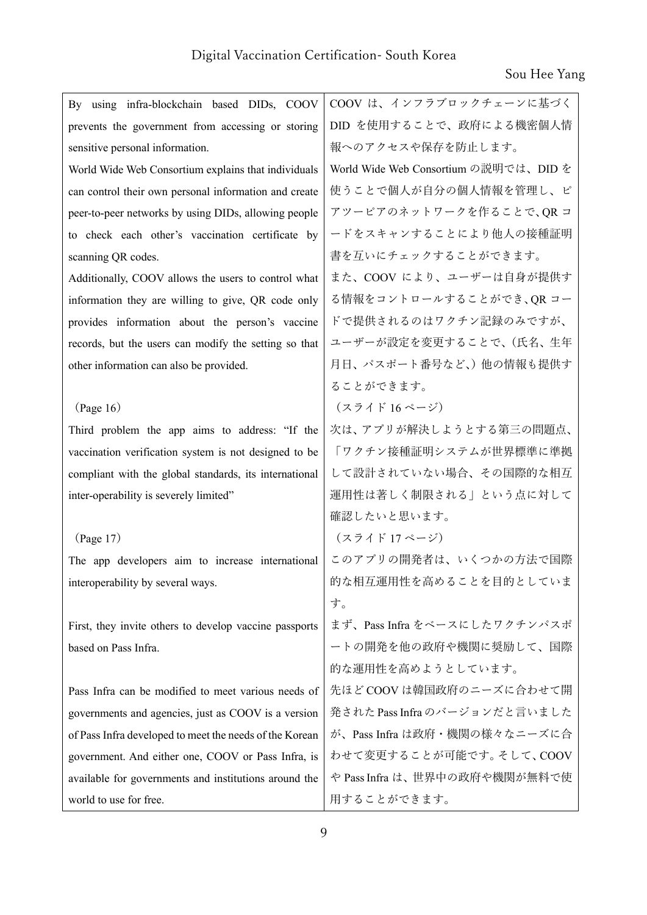| | |
|---|---|
| By using infra-blockchain based DIDs, COOV prevents the government from accessing or storing sensitive personal information.<br>World Wide Web Consortium explains that individuals can control their own personal information and create peer-to-peer networks by using DIDs, allowing people to check each other's vaccination certificate by scanning QR codes.<br>Additionally, COOV allows the users to control what information they are willing to give, QR code only provides information about the person's vaccine records, but the users can modify the setting so that other information can also be provided. | COOV は、インフラブロックチェーンに基づく DID を使用することで、政府による機密個人情報へのアクセスや保存を防止します。<br>World Wide Web Consortium の説明では、DID を使うことで個人が自分の個人情報を管理し、ピアツーピアのネットワークを作ることで、QR コードをスキャンすることにより他人の接種証明書を互いにチェックすることができます。<br>また、COOV により、ユーザーは自身が提供する情報をコントロールすることができ、QR コードで提供されるのはワクチン記録のみですが、ユーザーが設定を変更することで、（氏名、生年月日、パスポート番号など、）他の情報も提供することができます。 |
| （Page 16）<br>Third problem the app aims to address: "If the vaccination verification system is not designed to be compliant with the global standards, its international inter-operability is severely limited" | （スライド 16 ページ）<br>次は、アプリが解決しようとする第三の問題点、「ワクチン接種証明システムが世界標準に準拠して設計されていない場合、その国際的な相互運用性は著しく制限される」という点に対して確認したいと思います。 |
| （Page 17）<br>The app developers aim to increase international interoperability by several ways. | （スライド 17 ページ）<br>このアプリの開発者は、いくつかの方法で国際的な相互運用性を高めることを目的としています。 |
| First, they invite others to develop vaccine passports based on Pass Infra. | まず、Pass Infra をベースにしたワクチンパスポートの開発を他の政府や機関に奨励して、国際的な運用性を高めようとしています。 |
| Pass Infra can be modified to meet various needs of governments and agencies, just as COOV is a version of Pass Infra developed to meet the needs of the Korean government. And either one, COOV or Pass Infra, is available for governments and institutions around the world to use for free. | 先ほど COOV は韓国政府のニーズに合わせて開発された Pass Infra のバージョンだと言いましたが、Pass Infra は政府・機関の様々なニーズに合わせて変更することが可能です。そして、COOV や Pass Infra は、世界中の政府や機関が無料で使用することができます。 |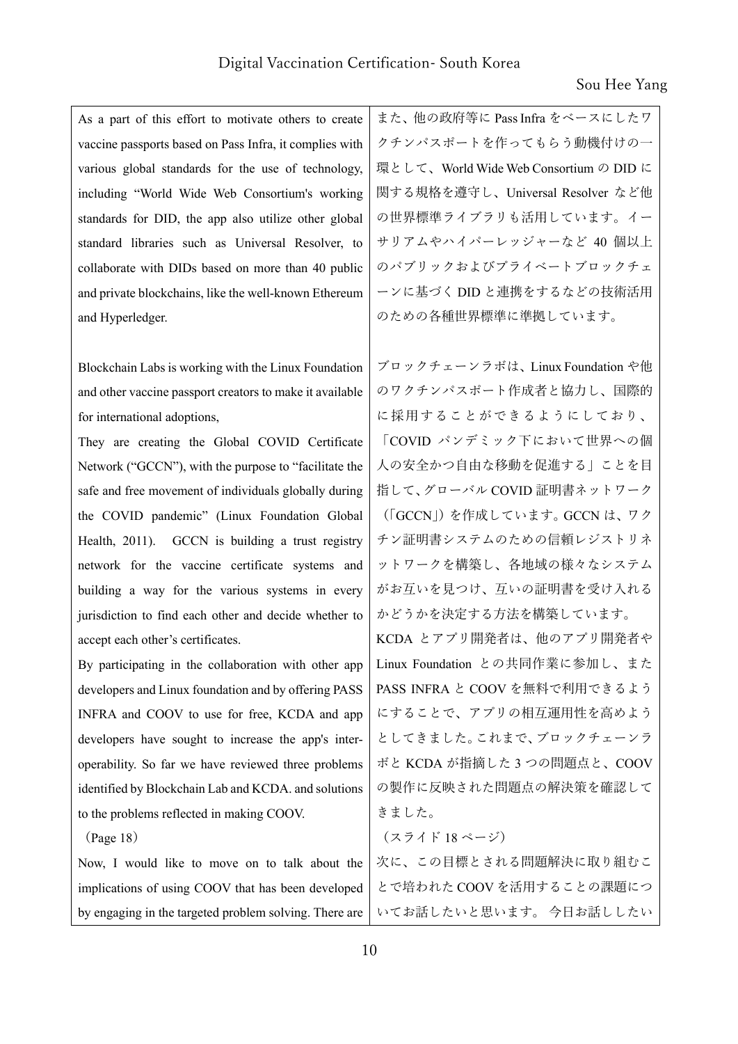| | |
|---|---|
| As a part of this effort to motivate others to create vaccine passports based on Pass Infra, it complies with various global standards for the use of technology, including "World Wide Web Consortium's working standards for DID, the app also utilize other global standard libraries such as Universal Resolver, to collaborate with DIDs based on more than 40 public and private blockchains, like the well-known Ethereum and Hyperledger. | また、他の政府等に Pass Infra をベースにしたワクチンパスポートを作ってもらう動機付けの一環として、World Wide Web Consortium の DID に関する規格を遵守し、Universal Resolver など他の世界標準ライブラリも活用しています。イーサリアムやハイパーレッジャーなど 40 個以上のパブリックおよびプライベートブロックチェーンに基づく DID と連携をするなどの技術活用のための各種世界標準に準拠しています。 |
| Blockchain Labs is working with the Linux Foundation and other vaccine passport creators to make it available for international adoptions,<br>They are creating the Global COVID Certificate Network ("GCCN"), with the purpose to "facilitate the safe and free movement of individuals globally during the COVID pandemic" (Linux Foundation Global Health, 2011). GCCN is building a trust registry network for the vaccine certificate systems and building a way for the various systems in every jurisdiction to find each other and decide whether to accept each other's certificates.<br>By participating in the collaboration with other app developers and Linux foundation and by offering PASS INFRA and COOV to use for free, KCDA and app developers have sought to increase the app's inter-operability. So far we have reviewed three problems identified by Blockchain Lab and KCDA. and solutions to the problems reflected in making COOV.<br>（Page 18）<br>Now, I would like to move on to talk about the implications of using COOV that has been developed by engaging in the targeted problem solving. There are | ブロックチェーンラボは、Linux Foundation や他のワクチンパスポート作成者と協力し、国際的に採用することができるようにしており、「COVID パンデミック下において世界への個人の安全かつ自由な移動を促進する」ことを目指して、グローバル COVID 証明書ネットワーク（「GCCN」）を作成しています。GCCN は、ワクチン証明書システムのための信頼レジストリネットワークを構築し、各地域の様々なシステムがお互いを見つけ、互いの証明書を受け入れるかどうかを決定する方法を構築しています。<br>KCDA とアプリ開発者は、他のアプリ開発者や Linux Foundation との共同作業に参加し、また PASS INFRA と COOV を無料で利用できるようにすることで、アプリの相互運用性を高めようとしてきました。これまで、ブロックチェーンラボと KCDA が指摘した 3 つの問題点と、COOV の製作に反映された問題点の解決策を確認してきました。<br>（スライド 18 ページ）<br>次に、この目標とされる問題解決に取り組むことで培われた COOV を活用することの課題についてお話したいと思います。 今日お話ししたい |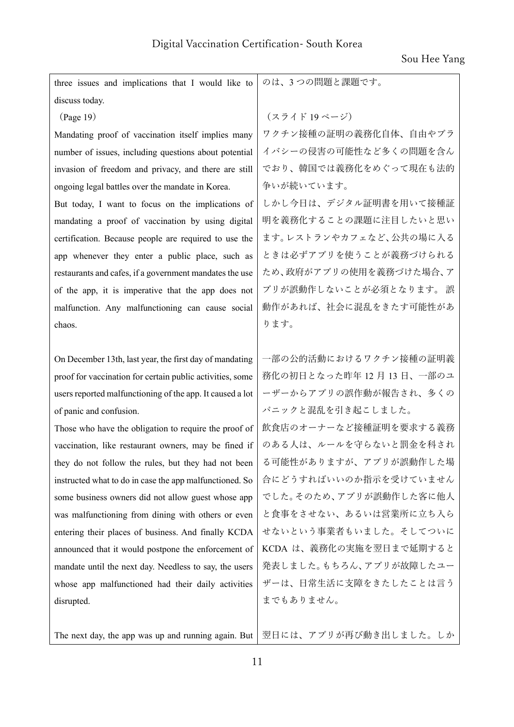| | |
|---|---|
| three issues and implications that I would like to discuss today. | のは、3 つの問題と課題です。 |
| （Page 19） | （スライド 19 ページ） |
| Mandating proof of vaccination itself implies many number of issues, including questions about potential invasion of freedom and privacy, and there are still ongoing legal battles over the mandate in Korea. | ワクチン接種の証明の義務化自体、自由やプライバシーの侵害の可能性など多くの問題を含んでおり、韓国では義務化をめぐって現在も法的争いが続いています。 |
| But today, I want to focus on the implications of mandating a proof of vaccination by using digital certification. Because people are required to use the app whenever they enter a public place, such as restaurants and cafes, if a government mandates the use of the app, it is imperative that the app does not malfunction. Any malfunctioning can cause social chaos. | しかし今日は、デジタル証明書を用いて接種証明を義務化することの課題に注目したいと思います。レストランやカフェなど、公共の場に入るときは必ずアプリを使うことが義務づけられるため、政府がアプリの使用を義務づけた場合、アプリが誤動作しないことが必須となります。 誤動作があれば、社会に混乱をきたす可能性があります。 |
| On December 13th, last year, the first day of mandating proof for vaccination for certain public activities, some users reported malfunctioning of the app. It caused a lot of panic and confusion. | 一部の公的活動におけるワクチン接種の証明義務化の初日となった昨年 12 月 13 日、一部のユーザーからアプリの誤作動が報告され、多くのパニックと混乱を引き起こしました。 |
| Those who have the obligation to require the proof of vaccination, like restaurant owners, may be fined if they do not follow the rules, but they had not been instructed what to do in case the app malfunctioned. So some business owners did not allow guest whose app was malfunctioning from dining with others or even entering their places of business. And finally KCDA announced that it would postpone the enforcement of mandate until the next day. Needless to say, the users whose app malfunctioned had their daily activities disrupted. | 飲食店のオーナーなど接種証明を要求する義務のある人は、ルールを守らないと罰金を科される可能性がありますが、アプリが誤動作した場合にどうすればいいのか指示を受けていませんでした。そのため、アプリが誤動作した客に他人と食事をさせない、あるいは営業所に立ち入らせないという事業者もいました。そしてついに KCDA は、義務化の実施を翌日まで延期すると発表しました。もちろん、アプリが故障したユーザーは、日常生活に支障をきたしたことは言うまでもありません。 |
| The next day, the app was up and running again. But | 翌日には、アプリが再び動き出しました。しか |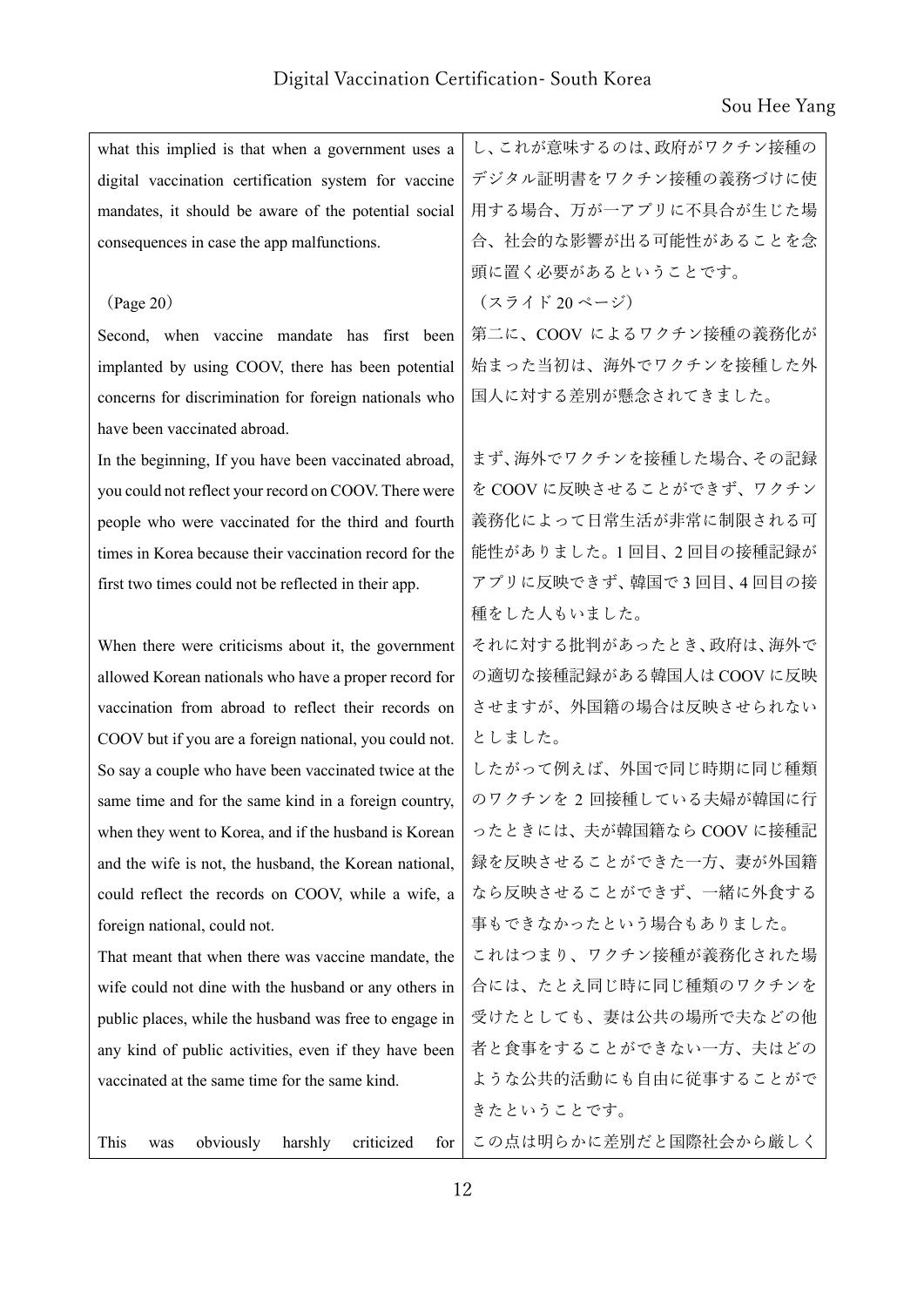| | |
|---|---|
| what this implied is that when a government uses a digital vaccination certification system for vaccine mandates, it should be aware of the potential social consequences in case the app malfunctions. | し、これが意味するのは、政府がワクチン接種のデジタル証明書をワクチン接種の義務づけに使用する場合、万が一アプリに不具合が生じた場合、社会的な影響が出る可能性があることを念頭に置く必要があるということです。 |
| (Page 20) | （スライド 20 ページ） |
| Second, when vaccine mandate has first been implanted by using COOV, there has been potential concerns for discrimination for foreign nationals who have been vaccinated abroad. | 第二に、COOV によるワクチン接種の義務化が始まった当初は、海外でワクチンを接種した外国人に対する差別が懸念されてきました。 |
| In the beginning, If you have been vaccinated abroad, you could not reflect your record on COOV. There were people who were vaccinated for the third and fourth times in Korea because their vaccination record for the first two times could not be reflected in their app. | まず、海外でワクチンを接種した場合、その記録を COOV に反映させることができず、ワクチン義務化によって日常生活が非常に制限される可能性がありました。1 回目、2 回目の接種記録がアプリに反映できず、韓国で 3 回目、4 回目の接種をした人もいました。 |
| When there were criticisms about it, the government allowed Korean nationals who have a proper record for vaccination from abroad to reflect their records on COOV but if you are a foreign national, you could not. | それに対する批判があったとき、政府は、海外での適切な接種記録がある韓国人は COOV に反映させますが、外国籍の場合は反映させられないとしました。 |
| So say a couple who have been vaccinated twice at the same time and for the same kind in a foreign country, when they went to Korea, and if the husband is Korean and the wife is not, the husband, the Korean national, could reflect the records on COOV, while a wife, a foreign national, could not. | したがって例えば、外国で同じ時期に同じ種類のワクチンを 2 回接種している夫婦が韓国に行ったときには、夫が韓国籍なら COOV に接種記録を反映させることができた一方、妻が外国籍なら反映させることができず、一緒に外食する事もできなかったという場合もありました。 |
| That meant that when there was vaccine mandate, the wife could not dine with the husband or any others in public places, while the husband was free to engage in any kind of public activities, even if they have been vaccinated at the same time for the same kind. | これはつまり、ワクチン接種が義務化された場合には、たとえ同じ時に同じ種類のワクチンを受けたとしても、妻は公共の場所で夫などの他者と食事をすることができない一方、夫はどのような公共的活動にも自由に従事することができたということです。 |
| This was obviously harshly criticized for | この点は明らかに差別だと国際社会から厳しく |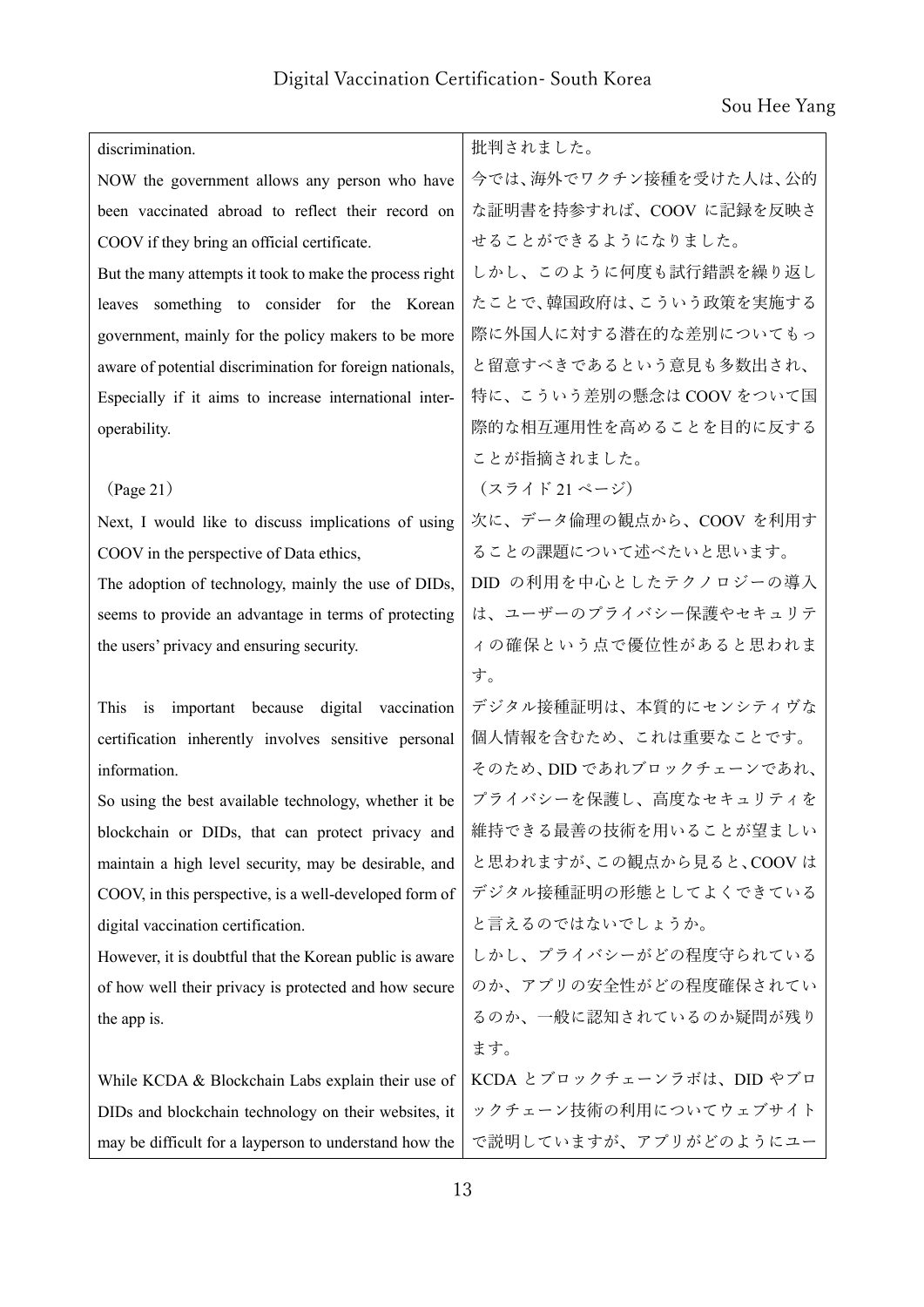| | |
|---|---|
| discrimination. | 批判されました。 |
| NOW the government allows any person who have been vaccinated abroad to reflect their record on COOV if they bring an official certificate. | 今では、海外でワクチン接種を受けた人は、公的な証明書を持参すれば、COOV に記録を反映させることができるようになりました。 |
| But the many attempts it took to make the process right leaves something to consider for the Korean government, mainly for the policy makers to be more aware of potential discrimination for foreign nationals, Especially if it aims to increase international inter-operability. | しかし、このように何度も試行錯誤を繰り返したことで、韓国政府は、こういう政策を実施する際に外国人に対する潜在的な差別についてもっと留意すべきであるという意見も多数出され、特に、こういう差別の懸念は COOV をついて国際的な相互運用性を高めることを目的に反することが指摘されました。 |
| （Page 21） | （スライド 21 ページ） |
| Next, I would like to discuss implications of using COOV in the perspective of Data ethics, | 次に、データ倫理の観点から、COOV を利用することの課題について述べたいと思います。 |
| The adoption of technology, mainly the use of DIDs, seems to provide an advantage in terms of protecting the users' privacy and ensuring security. | DID の利用を中心としたテクノロジーの導入は、ユーザーのプライバシー保護やセキュリティの確保という点で優位性があると思われます。 |
| This is important because digital vaccination certification inherently involves sensitive personal information. | デジタル接種証明は、本質的にセンシティヴな個人情報を含むため、これは重要なことです。 |
| So using the best available technology, whether it be blockchain or DIDs, that can protect privacy and maintain a high level security, may be desirable, and COOV, in this perspective, is a well-developed form of digital vaccination certification. | そのため、DID であれブロックチェーンであれ、プライバシーを保護し、高度なセキュリティを維持できる最善の技術を用いることが望ましいと思われますが、この観点から見ると、COOV はデジタル接種証明の形態としてよくできていると言えるのではないでしょうか。 |
| However, it is doubtful that the Korean public is aware of how well their privacy is protected and how secure the app is. | しかし、プライバシーがどの程度守られているのか、アプリの安全性がどの程度確保されているのか、一般に認知されているのか疑問が残ります。 |
| While KCDA & Blockchain Labs explain their use of DIDs and blockchain technology on their websites, it may be difficult for a layperson to understand how the | KCDA とブロックチェーンラボは、DID やブロックチェーン技術の利用についてウェブサイトで説明していますが、アプリがどのようにユー |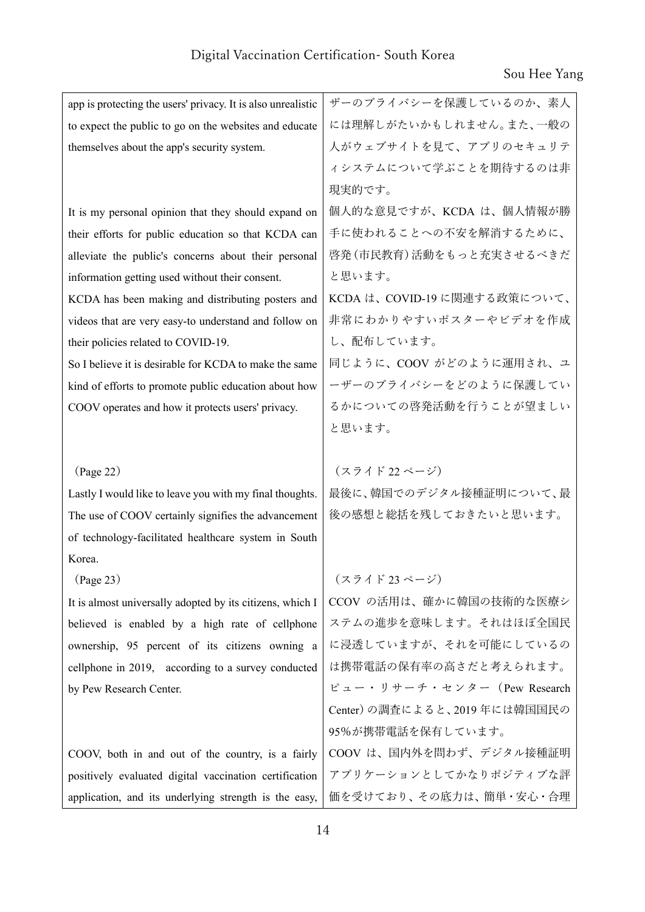| | |
|---|---|
| app is protecting the users' privacy. It is also unrealistic to expect the public to go on the websites and educate themselves about the app's security system. | ザーのプライバシーを保護しているのか、素人には理解しがたいかもしれません。また、一般の人がウェブサイトを見て、アプリのセキュリティシステムについて学ぶことを期待するのは非現実的です。 |
| It is my personal opinion that they should expand on their efforts for public education so that KCDA can alleviate the public's concerns about their personal information getting used without their consent. | 個人的な意見ですが、KCDA は、個人情報が勝手に使われることへの不安を解消するために、啓発（市民教育）活動をもっと充実させるべきだと思います。 |
| KCDA has been making and distributing posters and videos that are very easy-to understand and follow on their policies related to COVID-19. | KCDA は、COVID-19 に関連する政策について、非常にわかりやすいポスターやビデオを作成し、配布しています。 |
| So I believe it is desirable for KCDA to make the same kind of efforts to promote public education about how COOV operates and how it protects users' privacy. | 同じように、COOV がどのように運用され、ユーザーのプライバシーをどのように保護しているかについての啓発活動を行うことが望ましいと思います。 |
| （Page 22） | （スライド 22 ページ） |
| Lastly I would like to leave you with my final thoughts. The use of COOV certainly signifies the advancement of technology-facilitated healthcare system in South Korea. | 最後に、韓国でのデジタル接種証明について、最後の感想と総括を残しておきたいと思います。 |
| （Page 23） | （スライド 23 ページ） |
| It is almost universally adopted by its citizens, which I believed is enabled by a high rate of cellphone ownership, 95 percent of its citizens owning a cellphone in 2019, according to a survey conducted by Pew Research Center. | CCOV の活用は、確かに韓国の技術的な医療システムの進歩を意味します。それはほぼ全国民に浸透していますが、それを可能にしているのは携帯電話の保有率の高さだと考えられます。ピュー・リサーチ・センター（Pew Research Center）の調査によると、2019 年には韓国国民の 95%が携帯電話を保有しています。 |
| COOV, both in and out of the country, is a fairly positively evaluated digital vaccination certification application, and its underlying strength is the easy, | COOV は、国内外を問わず、デジタル接種証明アプリケーションとしてかなりポジティブな評価を受けており、その底力は、簡単・安心・合理 |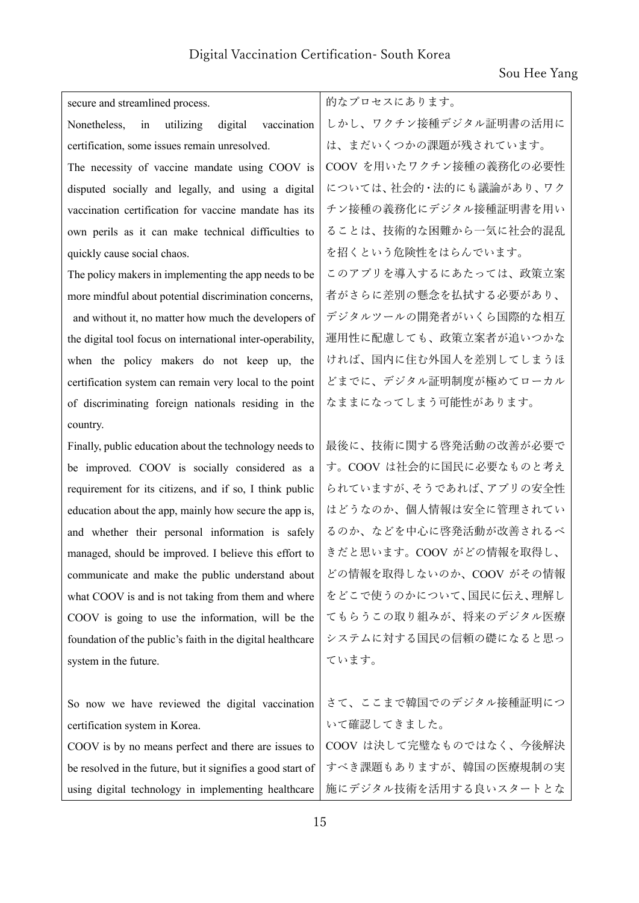| | |
|---|---|
| secure and streamlined process. | 的なプロセスにあります。 |
| Nonetheless, in utilizing digital vaccination certification, some issues remain unresolved. | しかし、ワクチン接種デジタル証明書の活用には、まだいくつかの課題が残されています。 |
| The necessity of vaccine mandate using COOV is disputed socially and legally, and using a digital vaccination certification for vaccine mandate has its own perils as it can make technical difficulties to quickly cause social chaos. | COOV を用いたワクチン接種の義務化の必要性については、社会的・法的にも議論があり、ワクチン接種の義務化にデジタル接種証明書を用いることは、技術的な困難から一気に社会的混乱を招くという危険性をはらんでいます。 |
| The policy makers in implementing the app needs to be more mindful about potential discrimination concerns, and without it, no matter how much the developers of the digital tool focus on international inter-operability, when the policy makers do not keep up, the certification system can remain very local to the point of discriminating foreign nationals residing in the country. | このアプリを導入するにあたっては、政策立案者がさらに差別の懸念を払拭する必要があり、デジタルツールの開発者がいくら国際的な相互運用性に配慮しても、政策立案者が追いつかなければ、国内に住む外国人を差別してしまうほどまでに、デジタル証明制度が極めてローカルなままになってしまう可能性があります。 |
| Finally, public education about the technology needs to be improved. COOV is socially considered as a requirement for its citizens, and if so, I think public education about the app, mainly how secure the app is, and whether their personal information is safely managed, should be improved. I believe this effort to communicate and make the public understand about what COOV is and is not taking from them and where COOV is going to use the information, will be the foundation of the public's faith in the digital healthcare system in the future. | 最後に、技術に関する啓発活動の改善が必要です。COOV は社会的に国民に必要なものと考えられていますが、そうであれば、アプリの安全性はどうなのか、個人情報は安全に管理されているのか、などを中心に啓発活動が改善されるべきだと思います。COOV がどの情報を取得し、どの情報を取得しないのか、COOV がその情報をどこで使うのかについて、国民に伝え、理解してもらうこの取り組みが、将来のデジタル医療システムに対する国民の信頼の礎になると思っています。 |
| So now we have reviewed the digital vaccination certification system in Korea. | さて、ここまで韓国でのデジタル接種証明について確認してきました。 |
| COOV is by no means perfect and there are issues to be resolved in the future, but it signifies a good start of using digital technology in implementing healthcare | COOV は決して完璧なものではなく、今後解決すべき課題もありますが、韓国の医療規制の実施にデジタル技術を活用する良いスタートとな |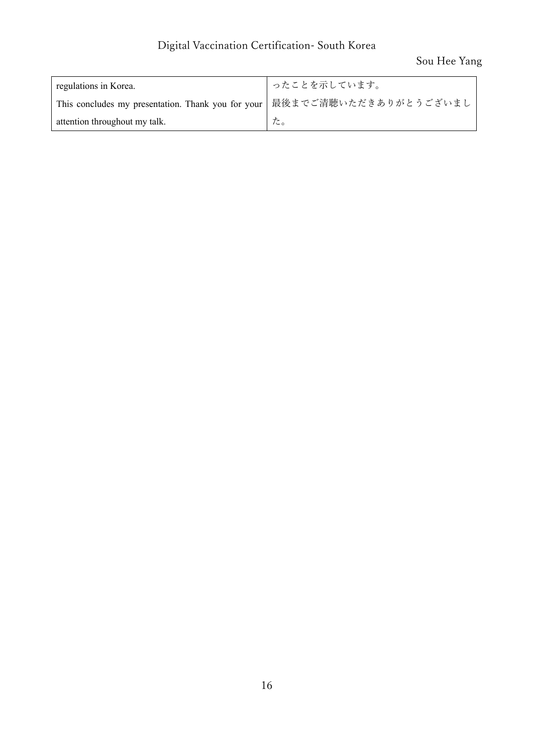| | |
|---|---|
| regulations in Korea. | ったことを示しています。 |
| This concludes my presentation. Thank you for your attention throughout my talk. | 最後までご清聴いただきありがとうございました。 |